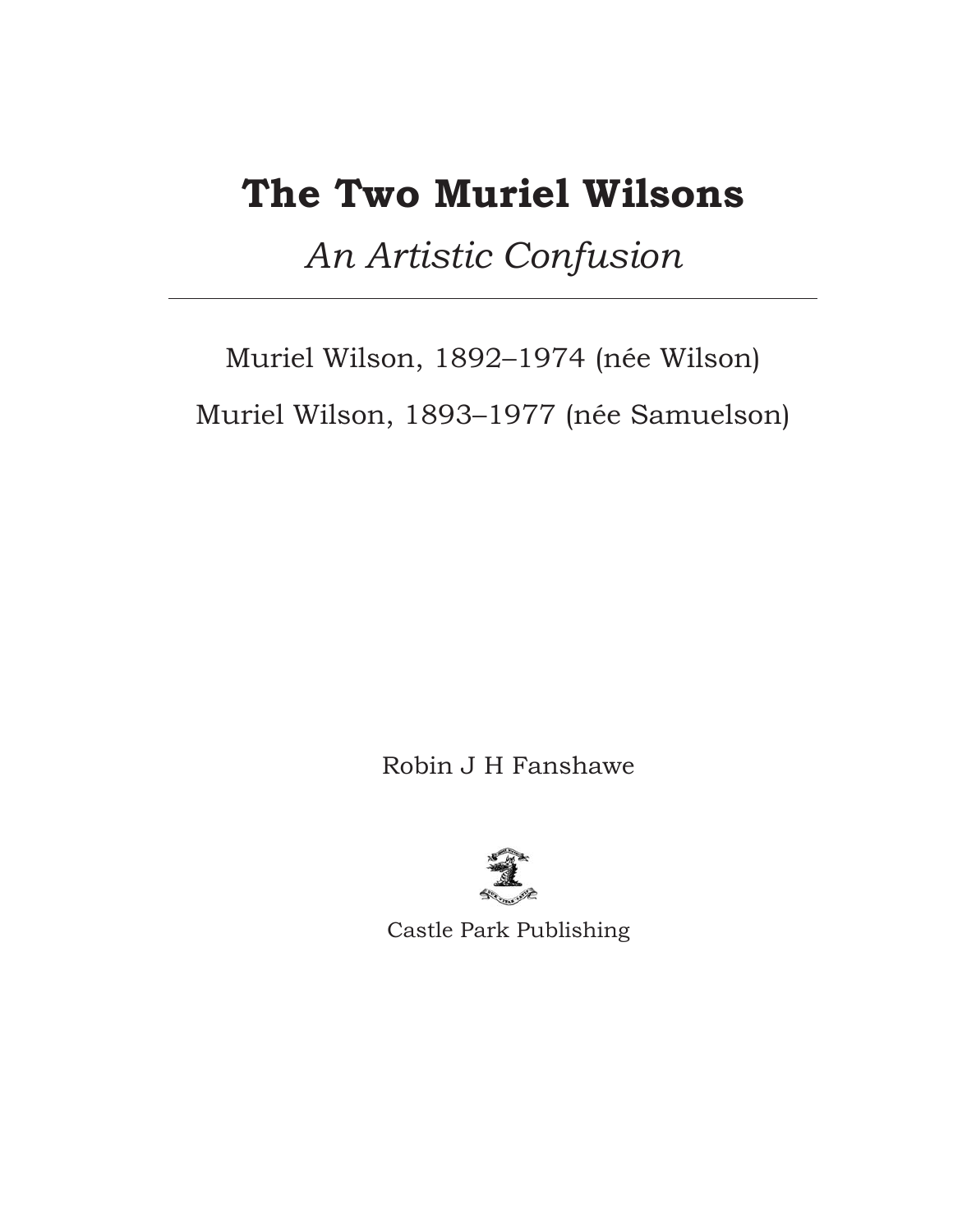# The Two Muriel Wilsons

*An Artistic Confusion*

---

Muriel Wilson, 1892–1974 (née Wilson)

Muriel Wilson, 1893–1977 (née Samuelson)

Robin J H Fanshawe

Castle Park Publishing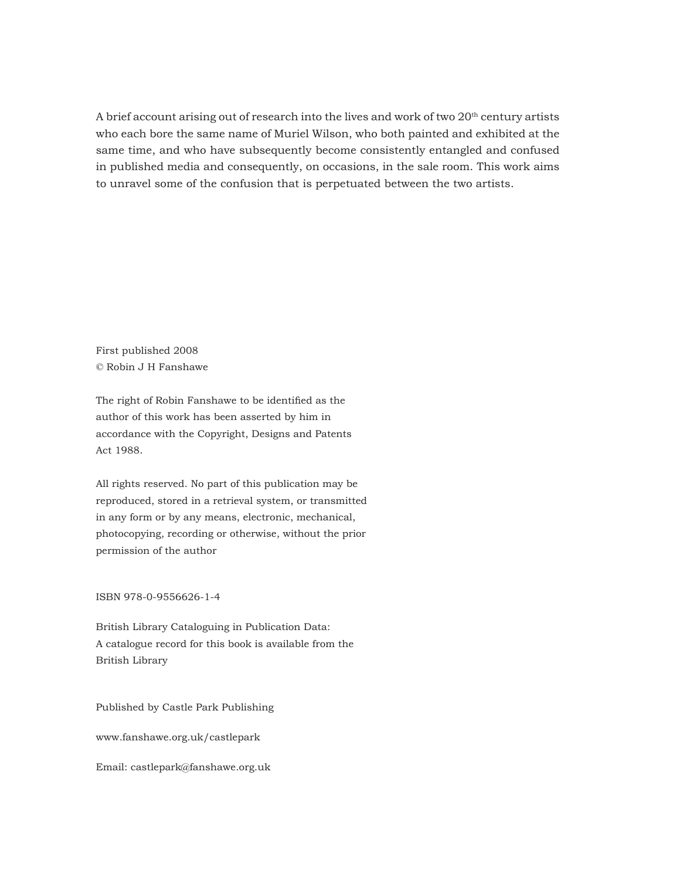A brief account arising out of research into the lives and work of two 20th century artists who each bore the same name of Muriel Wilson, who both painted and exhibited at the same time, and who have subsequently become consistently entangled and confused in published media and consequently, on occasions, in the sale room. This work aims to unravel some of the confusion that is perpetuated between the two artists.

First published 2008
© Robin J H Fanshawe

The right of Robin Fanshawe to be identified as the author of this work has been asserted by him in accordance with the Copyright, Designs and Patents Act 1988.

All rights reserved. No part of this publication may be reproduced, stored in a retrieval system, or transmitted in any form or by any means, electronic, mechanical, photocopying, recording or otherwise, without the prior permission of the author

ISBN 978-0-9556626-1-4

British Library Cataloguing in Publication Data:
A catalogue record for this book is available from the British Library

Published by Castle Park Publishing

www.fanshawe.org.uk/castlepark

Email: castlepark@fanshawe.org.uk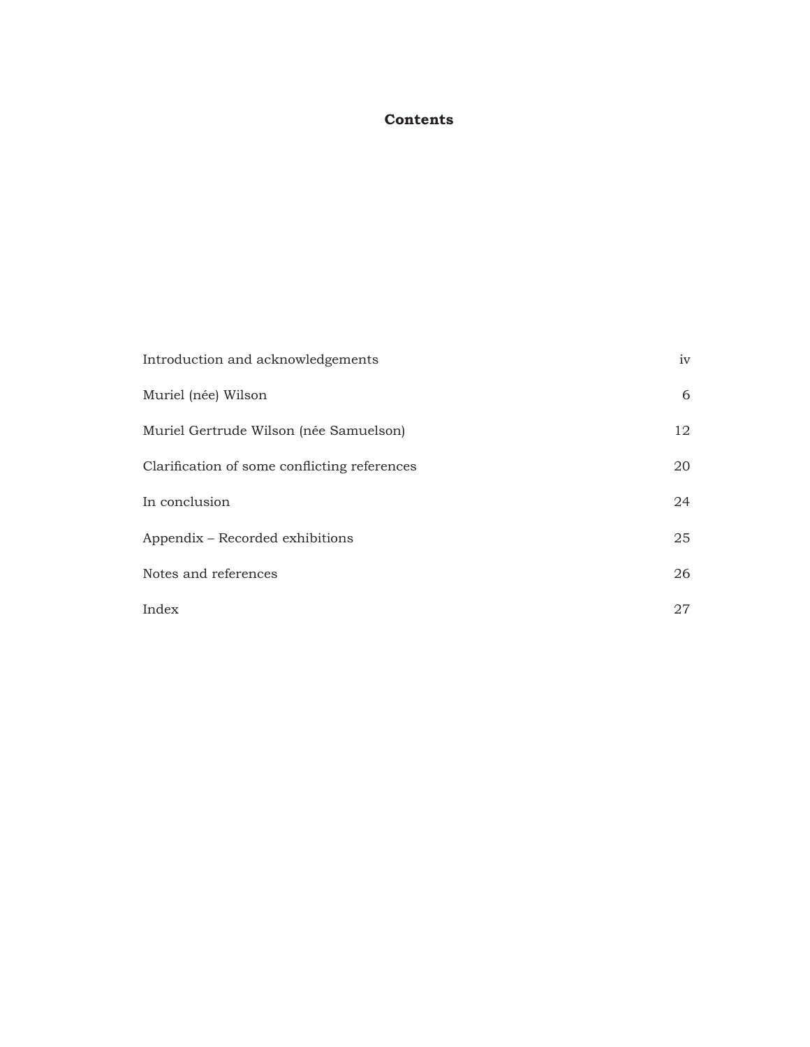# Contents

| | |
|---|---|
| Introduction and acknowledgements | iv |
| Muriel (née) Wilson | 6 |
| Muriel Gertrude Wilson (née Samuelson) | 12 |
| Clarification of some conflicting references | 20 |
| In conclusion | 24 |
| Appendix – Recorded exhibitions | 25 |
| Notes and references | 26 |
| Index | 27 |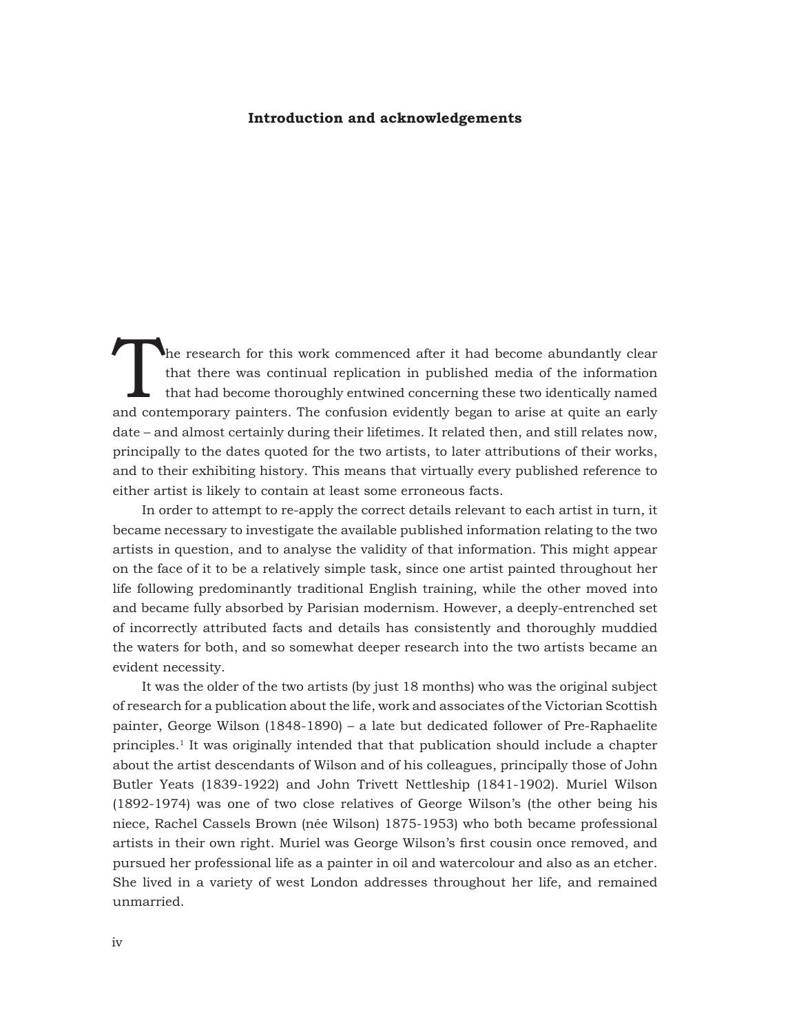## Introduction and acknowledgements

The research for this work commenced after it had become abundantly clear that there was continual replication in published media of the information that had become thoroughly entwined concerning these two identically named and contemporary painters. The confusion evidently began to arise at quite an early date – and almost certainly during their lifetimes. It related then, and still relates now, principally to the dates quoted for the two artists, to later attributions of their works, and to their exhibiting history. This means that virtually every published reference to either artist is likely to contain at least some erroneous facts.

In order to attempt to re-apply the correct details relevant to each artist in turn, it became necessary to investigate the available published information relating to the two artists in question, and to analyse the validity of that information. This might appear on the face of it to be a relatively simple task, since one artist painted throughout her life following predominantly traditional English training, while the other moved into and became fully absorbed by Parisian modernism. However, a deeply-entrenched set of incorrectly attributed facts and details has consistently and thoroughly muddied the waters for both, and so somewhat deeper research into the two artists became an evident necessity.

It was the older of the two artists (by just 18 months) who was the original subject of research for a publication about the life, work and associates of the Victorian Scottish painter, George Wilson (1848-1890) – a late but dedicated follower of Pre-Raphaelite principles.[1] It was originally intended that that publication should include a chapter about the artist descendants of Wilson and of his colleagues, principally those of John Butler Yeats (1839-1922) and John Trivett Nettleship (1841-1902). Muriel Wilson (1892-1974) was one of two close relatives of George Wilson's (the other being his niece, Rachel Cassels Brown (née Wilson) 1875-1953) who both became professional artists in their own right. Muriel was George Wilson's first cousin once removed, and pursued her professional life as a painter in oil and watercolour and also as an etcher. She lived in a variety of west London addresses throughout her life, and remained unmarried.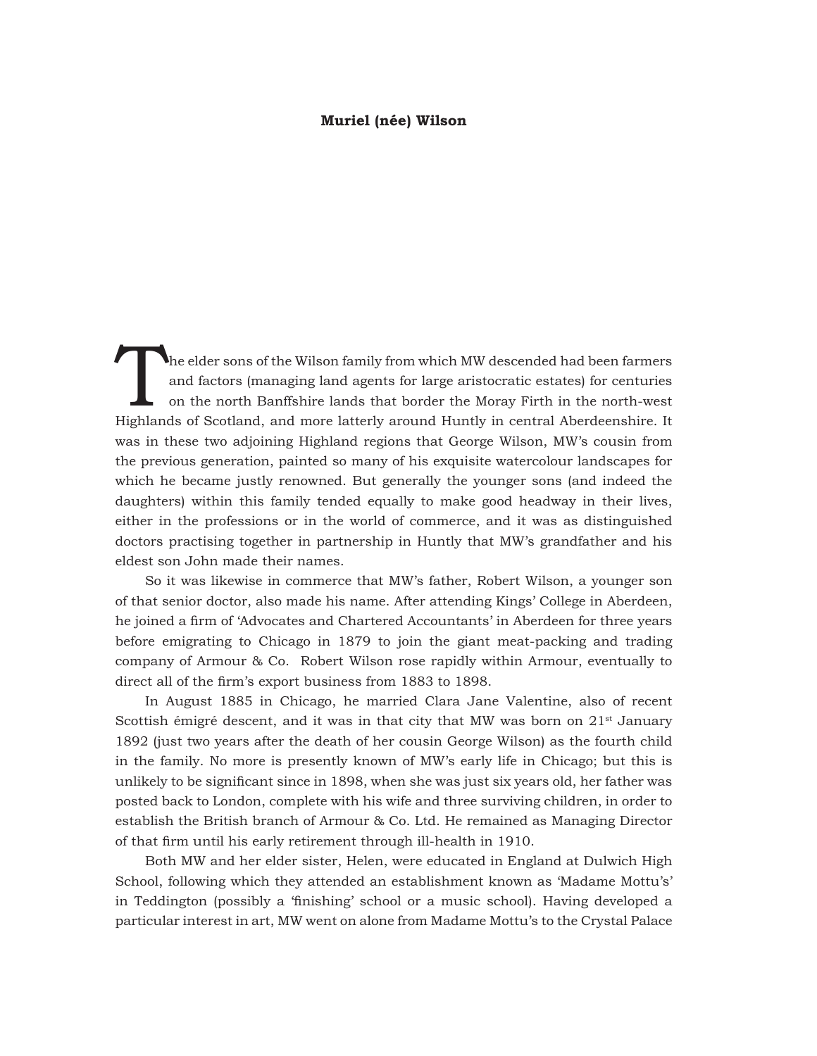**Muriel (née) Wilson**

The elder sons of the Wilson family from which MW descended had been farmers and factors (managing land agents for large aristocratic estates) for centuries on the north Banffshire lands that border the Moray Firth in the north-west Highlands of Scotland, and more latterly around Huntly in central Aberdeenshire. It was in these two adjoining Highland regions that George Wilson, MW's cousin from the previous generation, painted so many of his exquisite watercolour landscapes for which he became justly renowned. But generally the younger sons (and indeed the daughters) within this family tended equally to make good headway in their lives, either in the professions or in the world of commerce, and it was as distinguished doctors practising together in partnership in Huntly that MW's grandfather and his eldest son John made their names.

So it was likewise in commerce that MW's father, Robert Wilson, a younger son of that senior doctor, also made his name. After attending Kings' College in Aberdeen, he joined a firm of 'Advocates and Chartered Accountants' in Aberdeen for three years before emigrating to Chicago in 1879 to join the giant meat-packing and trading company of Armour & Co. Robert Wilson rose rapidly within Armour, eventually to direct all of the firm's export business from 1883 to 1898.

In August 1885 in Chicago, he married Clara Jane Valentine, also of recent Scottish émigré descent, and it was in that city that MW was born on 21st January 1892 (just two years after the death of her cousin George Wilson) as the fourth child in the family. No more is presently known of MW's early life in Chicago; but this is unlikely to be significant since in 1898, when she was just six years old, her father was posted back to London, complete with his wife and three surviving children, in order to establish the British branch of Armour & Co. Ltd. He remained as Managing Director of that firm until his early retirement through ill-health in 1910.

Both MW and her elder sister, Helen, were educated in England at Dulwich High School, following which they attended an establishment known as 'Madame Mottu's' in Teddington (possibly a 'finishing' school or a music school). Having developed a particular interest in art, MW went on alone from Madame Mottu's to the Crystal Palace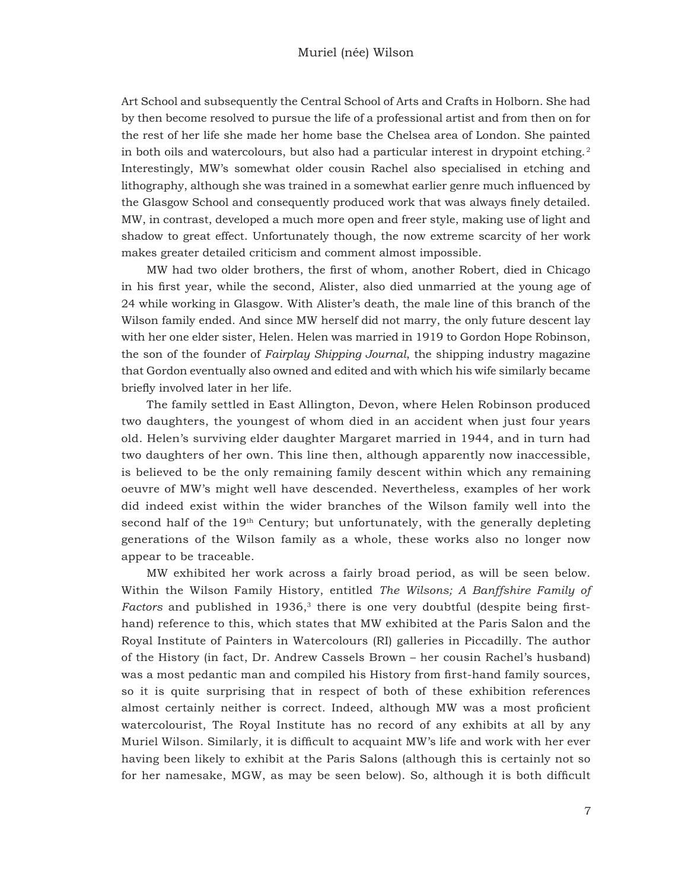Art School and subsequently the Central School of Arts and Crafts in Holborn. She had by then become resolved to pursue the life of a professional artist and from then on for the rest of her life she made her home base the Chelsea area of London. She painted in both oils and watercolours, but also had a particular interest in drypoint etching.[2] Interestingly, MW's somewhat older cousin Rachel also specialised in etching and lithography, although she was trained in a somewhat earlier genre much influenced by the Glasgow School and consequently produced work that was always finely detailed. MW, in contrast, developed a much more open and freer style, making use of light and shadow to great effect. Unfortunately though, the now extreme scarcity of her work makes greater detailed criticism and comment almost impossible.

MW had two older brothers, the first of whom, another Robert, died in Chicago in his first year, while the second, Alister, also died unmarried at the young age of 24 while working in Glasgow. With Alister's death, the male line of this branch of the Wilson family ended. And since MW herself did not marry, the only future descent lay with her one elder sister, Helen. Helen was married in 1919 to Gordon Hope Robinson, the son of the founder of *Fairplay Shipping Journal*, the shipping industry magazine that Gordon eventually also owned and edited and with which his wife similarly became briefly involved later in her life.

The family settled in East Allington, Devon, where Helen Robinson produced two daughters, the youngest of whom died in an accident when just four years old. Helen's surviving elder daughter Margaret married in 1944, and in turn had two daughters of her own. This line then, although apparently now inaccessible, is believed to be the only remaining family descent within which any remaining oeuvre of MW's might well have descended. Nevertheless, examples of her work did indeed exist within the wider branches of the Wilson family well into the second half of the 19th Century; but unfortunately, with the generally depleting generations of the Wilson family as a whole, these works also no longer now appear to be traceable.

MW exhibited her work across a fairly broad period, as will be seen below. Within the Wilson Family History, entitled *The Wilsons; A Banffshire Family of Factors* and published in 1936,[3] there is one very doubtful (despite being first-hand) reference to this, which states that MW exhibited at the Paris Salon and the Royal Institute of Painters in Watercolours (RI) galleries in Piccadilly. The author of the History (in fact, Dr. Andrew Cassels Brown – her cousin Rachel's husband) was a most pedantic man and compiled his History from first-hand family sources, so it is quite surprising that in respect of both of these exhibition references almost certainly neither is correct. Indeed, although MW was a most proficient watercolourist, The Royal Institute has no record of any exhibits at all by any Muriel Wilson. Similarly, it is difficult to acquaint MW's life and work with her ever having been likely to exhibit at the Paris Salons (although this is certainly not so for her namesake, MGW, as may be seen below). So, although it is both difficult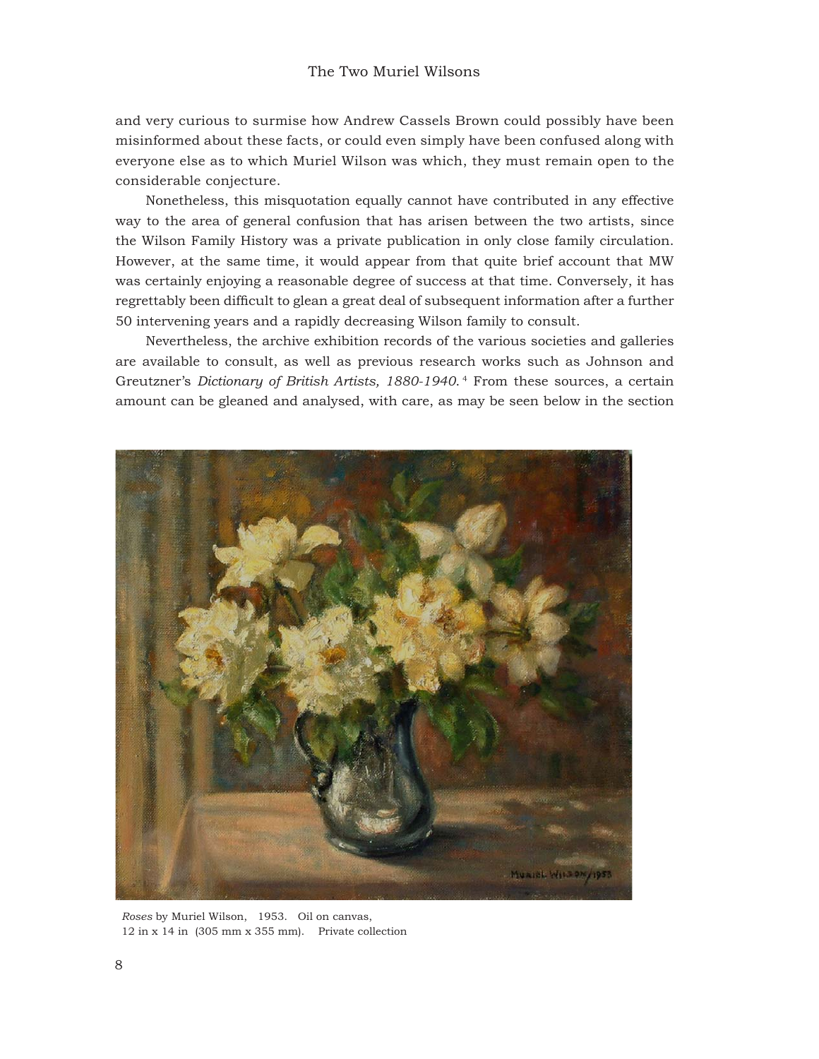and very curious to surmise how Andrew Cassels Brown could possibly have been misinformed about these facts, or could even simply have been confused along with everyone else as to which Muriel Wilson was which, they must remain open to the considerable conjecture.

Nonetheless, this misquotation equally cannot have contributed in any effective way to the area of general confusion that has arisen between the two artists, since the Wilson Family History was a private publication in only close family circulation. However, at the same time, it would appear from that quite brief account that MW was certainly enjoying a reasonable degree of success at that time. Conversely, it has regrettably been difficult to glean a great deal of subsequent information after a further 50 intervening years and a rapidly decreasing Wilson family to consult.

Nevertheless, the archive exhibition records of the various societies and galleries are available to consult, as well as previous research works such as Johnson and Greutzner's *Dictionary of British Artists, 1880-1940.*[4] From these sources, a certain amount can be gleaned and analysed, with care, as may be seen below in the section

*Roses* by Muriel Wilson, 1953. Oil on canvas, 12 in x 14 in (305 mm x 355 mm). Private collection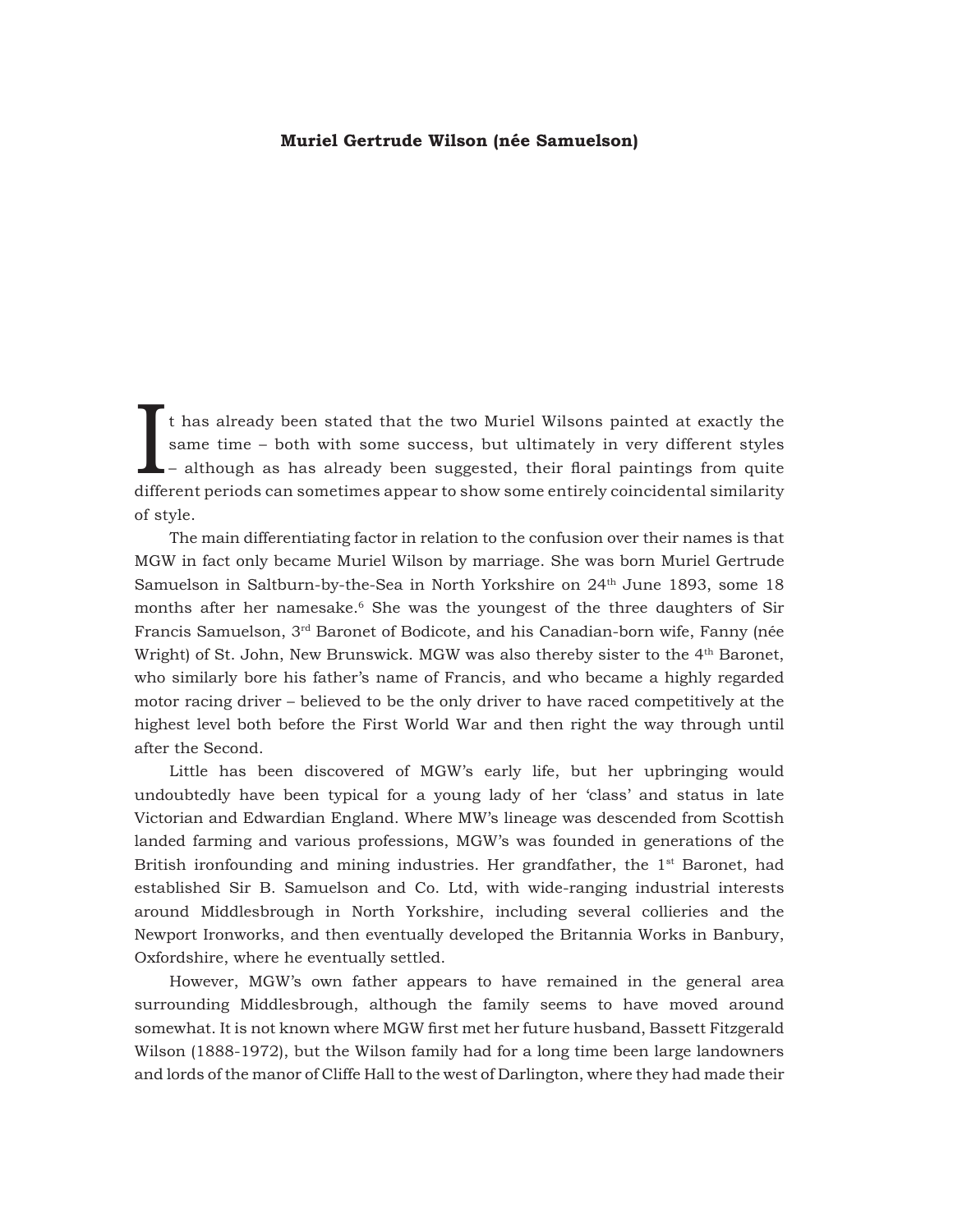**Muriel Gertrude Wilson (née Samuelson)**

It has already been stated that the two Muriel Wilsons painted at exactly the same time – both with some success, but ultimately in very different styles – although as has already been suggested, their floral paintings from quite different periods can sometimes appear to show some entirely coincidental similarity of style.

The main differentiating factor in relation to the confusion over their names is that MGW in fact only became Muriel Wilson by marriage. She was born Muriel Gertrude Samuelson in Saltburn-by-the-Sea in North Yorkshire on 24th June 1893, some 18 months after her namesake.[6] She was the youngest of the three daughters of Sir Francis Samuelson, 3rd Baronet of Bodicote, and his Canadian-born wife, Fanny (née Wright) of St. John, New Brunswick. MGW was also thereby sister to the 4th Baronet, who similarly bore his father's name of Francis, and who became a highly regarded motor racing driver – believed to be the only driver to have raced competitively at the highest level both before the First World War and then right the way through until after the Second.

Little has been discovered of MGW's early life, but her upbringing would undoubtedly have been typical for a young lady of her 'class' and status in late Victorian and Edwardian England. Where MW's lineage was descended from Scottish landed farming and various professions, MGW's was founded in generations of the British ironfounding and mining industries. Her grandfather, the 1st Baronet, had established Sir B. Samuelson and Co. Ltd, with wide-ranging industrial interests around Middlesbrough in North Yorkshire, including several collieries and the Newport Ironworks, and then eventually developed the Britannia Works in Banbury, Oxfordshire, where he eventually settled.

However, MGW's own father appears to have remained in the general area surrounding Middlesbrough, although the family seems to have moved around somewhat. It is not known where MGW first met her future husband, Bassett Fitzgerald Wilson (1888-1972), but the Wilson family had for a long time been large landowners and lords of the manor of Cliffe Hall to the west of Darlington, where they had made their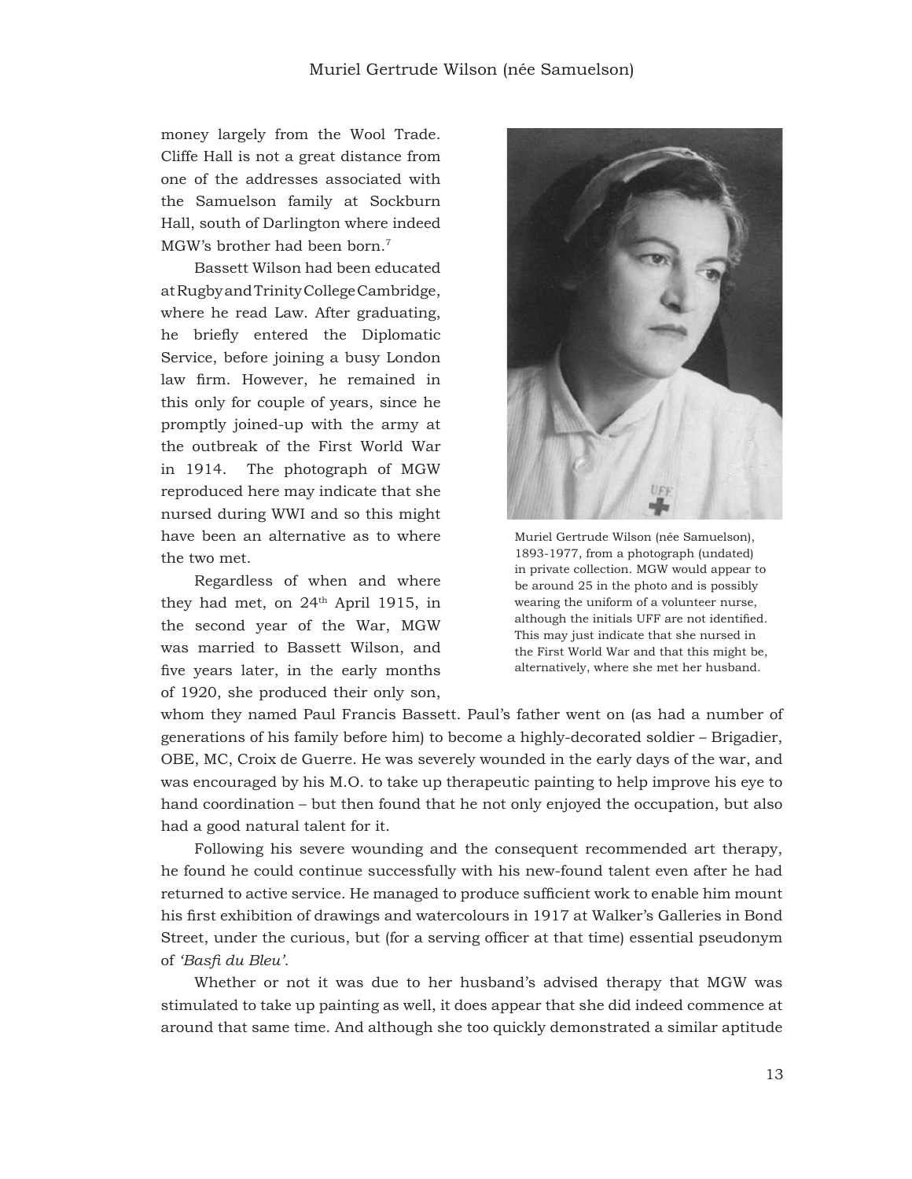money largely from the Wool Trade. Cliffe Hall is not a great distance from one of the addresses associated with the Samuelson family at Sockburn Hall, south of Darlington where indeed MGW's brother had been born.[7]

Bassett Wilson had been educated at Rugby and Trinity College Cambridge, where he read Law. After graduating, he briefly entered the Diplomatic Service, before joining a busy London law firm. However, he remained in this only for couple of years, since he promptly joined-up with the army at the outbreak of the First World War in 1914. The photograph of MGW reproduced here may indicate that she nursed during WWI and so this might have been an alternative as to where the two met.

Muriel Gertrude Wilson (née Samuelson), 1893-1977, from a photograph (undated) in private collection. MGW would appear to be around 25 in the photo and is possibly wearing the uniform of a volunteer nurse, although the initials UFF are not identified. This may just indicate that she nursed in the First World War and that this might be, alternatively, where she met her husband.

Regardless of when and where they had met, on 24th April 1915, in the second year of the War, MGW was married to Bassett Wilson, and five years later, in the early months of 1920, she produced their only son, whom they named Paul Francis Bassett. Paul's father went on (as had a number of generations of his family before him) to become a highly-decorated soldier – Brigadier, OBE, MC, Croix de Guerre. He was severely wounded in the early days of the war, and was encouraged by his M.O. to take up therapeutic painting to help improve his eye to hand coordination – but then found that he not only enjoyed the occupation, but also had a good natural talent for it.

Following his severe wounding and the consequent recommended art therapy, he found he could continue successfully with his new-found talent even after he had returned to active service. He managed to produce sufficient work to enable him mount his first exhibition of drawings and watercolours in 1917 at Walker's Galleries in Bond Street, under the curious, but (for a serving officer at that time) essential pseudonym of *'Basfi du Bleu'*.

Whether or not it was due to her husband's advised therapy that MGW was stimulated to take up painting as well, it does appear that she did indeed commence at around that same time. And although she too quickly demonstrated a similar aptitude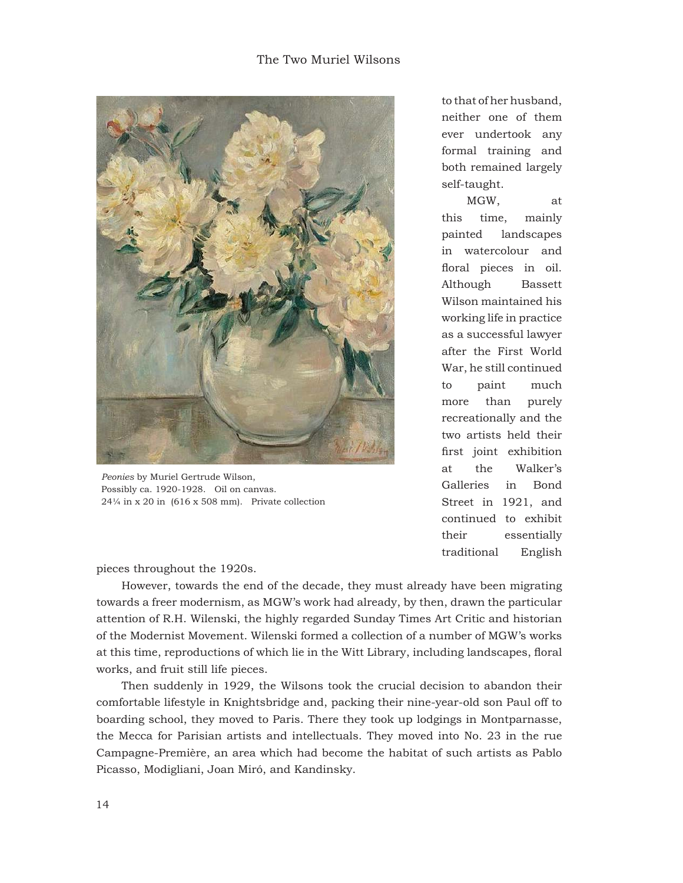*Peonies* by Muriel Gertrude Wilson, Possibly ca. 1920-1928. Oil on canvas. 24¼ in x 20 in (616 x 508 mm). Private collection

to that of her husband, neither one of them ever undertook any formal training and both remained largely self-taught.

MGW, at this time, mainly painted landscapes in watercolour and floral pieces in oil. Although Bassett Wilson maintained his working life in practice as a successful lawyer after the First World War, he still continued to paint much more than purely recreationally and the two artists held their first joint exhibition at the Walker's Galleries in Bond Street in 1921, and continued to exhibit their essentially traditional English pieces throughout the 1920s.

However, towards the end of the decade, they must already have been migrating towards a freer modernism, as MGW's work had already, by then, drawn the particular attention of R.H. Wilenski, the highly regarded Sunday Times Art Critic and historian of the Modernist Movement. Wilenski formed a collection of a number of MGW's works at this time, reproductions of which lie in the Witt Library, including landscapes, floral works, and fruit still life pieces.

Then suddenly in 1929, the Wilsons took the crucial decision to abandon their comfortable lifestyle in Knightsbridge and, packing their nine-year-old son Paul off to boarding school, they moved to Paris. There they took up lodgings in Montparnasse, the Mecca for Parisian artists and intellectuals. They moved into No. 23 in the rue Campagne-Première, an area which had become the habitat of such artists as Pablo Picasso, Modigliani, Joan Miró, and Kandinsky.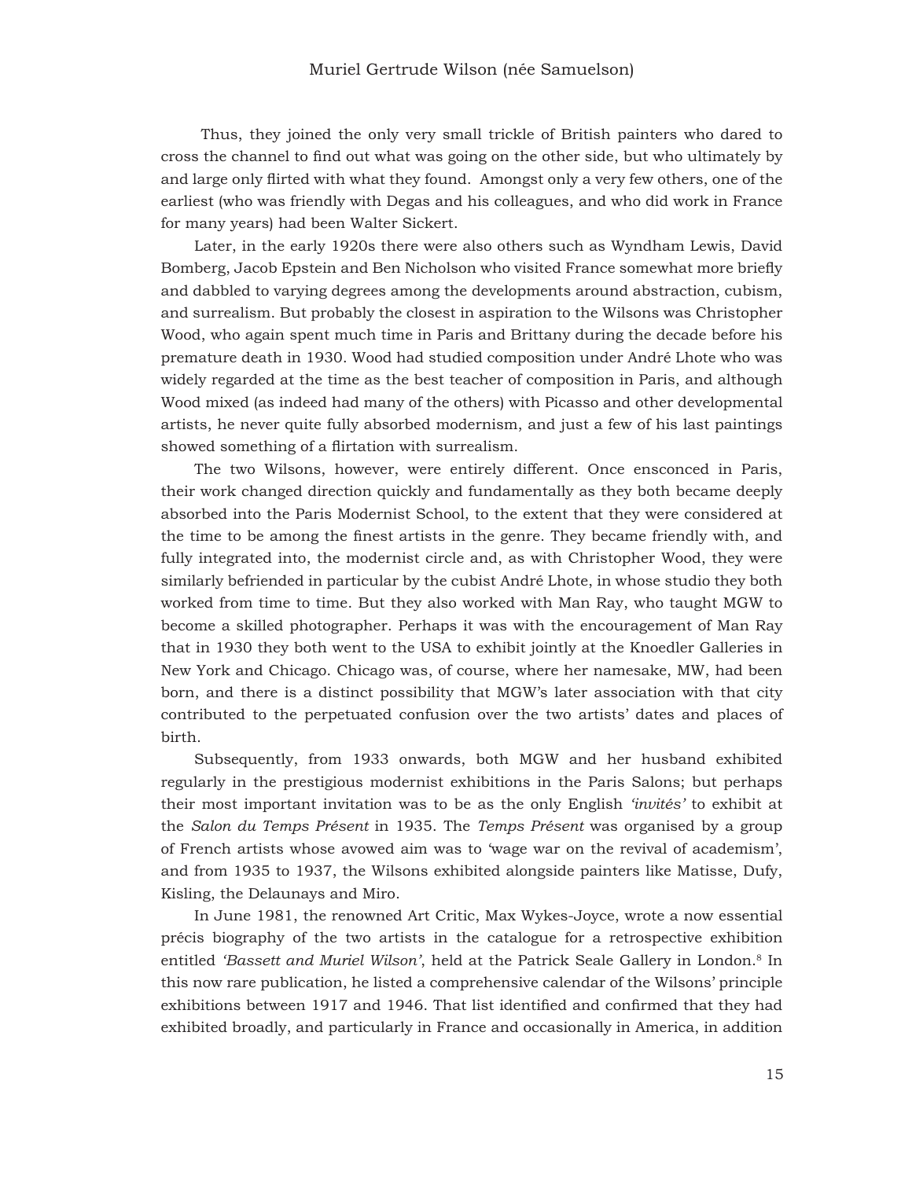Thus, they joined the only very small trickle of British painters who dared to cross the channel to find out what was going on the other side, but who ultimately by and large only flirted with what they found. Amongst only a very few others, one of the earliest (who was friendly with Degas and his colleagues, and who did work in France for many years) had been Walter Sickert.

Later, in the early 1920s there were also others such as Wyndham Lewis, David Bomberg, Jacob Epstein and Ben Nicholson who visited France somewhat more briefly and dabbled to varying degrees among the developments around abstraction, cubism, and surrealism. But probably the closest in aspiration to the Wilsons was Christopher Wood, who again spent much time in Paris and Brittany during the decade before his premature death in 1930. Wood had studied composition under André Lhote who was widely regarded at the time as the best teacher of composition in Paris, and although Wood mixed (as indeed had many of the others) with Picasso and other developmental artists, he never quite fully absorbed modernism, and just a few of his last paintings showed something of a flirtation with surrealism.

The two Wilsons, however, were entirely different. Once ensconced in Paris, their work changed direction quickly and fundamentally as they both became deeply absorbed into the Paris Modernist School, to the extent that they were considered at the time to be among the finest artists in the genre. They became friendly with, and fully integrated into, the modernist circle and, as with Christopher Wood, they were similarly befriended in particular by the cubist André Lhote, in whose studio they both worked from time to time. But they also worked with Man Ray, who taught MGW to become a skilled photographer. Perhaps it was with the encouragement of Man Ray that in 1930 they both went to the USA to exhibit jointly at the Knoedler Galleries in New York and Chicago. Chicago was, of course, where her namesake, MW, had been born, and there is a distinct possibility that MGW's later association with that city contributed to the perpetuated confusion over the two artists' dates and places of birth.

Subsequently, from 1933 onwards, both MGW and her husband exhibited regularly in the prestigious modernist exhibitions in the Paris Salons; but perhaps their most important invitation was to be as the only English *'invités'* to exhibit at the *Salon du Temps Présent* in 1935. The *Temps Présent* was organised by a group of French artists whose avowed aim was to 'wage war on the revival of academism', and from 1935 to 1937, the Wilsons exhibited alongside painters like Matisse, Dufy, Kisling, the Delaunays and Miro.

In June 1981, the renowned Art Critic, Max Wykes-Joyce, wrote a now essential précis biography of the two artists in the catalogue for a retrospective exhibition entitled *'Bassett and Muriel Wilson'*, held at the Patrick Seale Gallery in London.[8] In this now rare publication, he listed a comprehensive calendar of the Wilsons' principle exhibitions between 1917 and 1946. That list identified and confirmed that they had exhibited broadly, and particularly in France and occasionally in America, in addition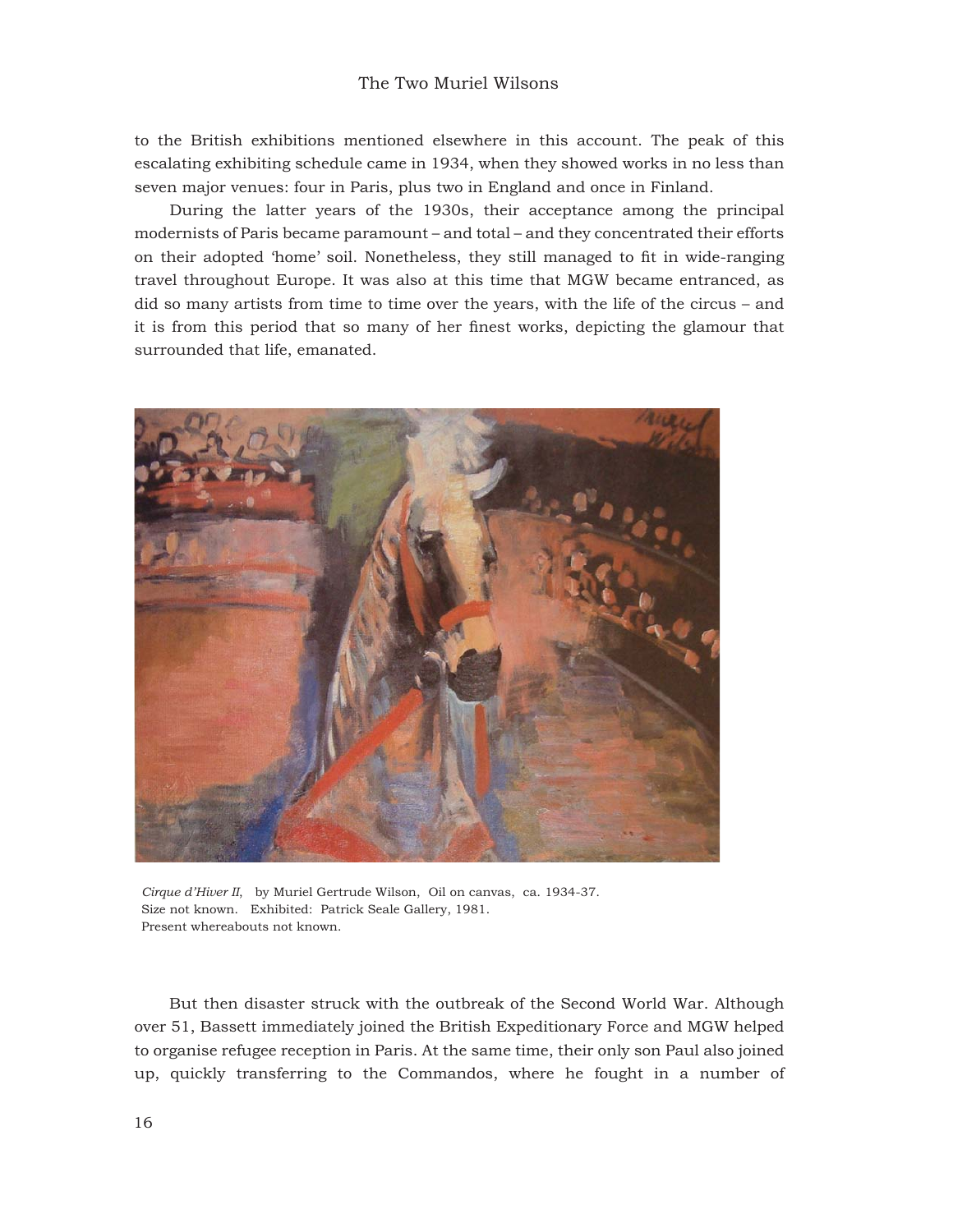to the British exhibitions mentioned elsewhere in this account. The peak of this escalating exhibiting schedule came in 1934, when they showed works in no less than seven major venues: four in Paris, plus two in England and once in Finland.

During the latter years of the 1930s, their acceptance among the principal modernists of Paris became paramount – and total – and they concentrated their efforts on their adopted 'home' soil. Nonetheless, they still managed to fit in wide-ranging travel throughout Europe. It was also at this time that MGW became entranced, as did so many artists from time to time over the years, with the life of the circus – and it is from this period that so many of her finest works, depicting the glamour that surrounded that life, emanated.

*Cirque d'Hiver II*, by Muriel Gertrude Wilson, Oil on canvas, ca. 1934-37.
Size not known. Exhibited: Patrick Seale Gallery, 1981.
Present whereabouts not known.

But then disaster struck with the outbreak of the Second World War. Although over 51, Bassett immediately joined the British Expeditionary Force and MGW helped to organise refugee reception in Paris. At the same time, their only son Paul also joined up, quickly transferring to the Commandos, where he fought in a number of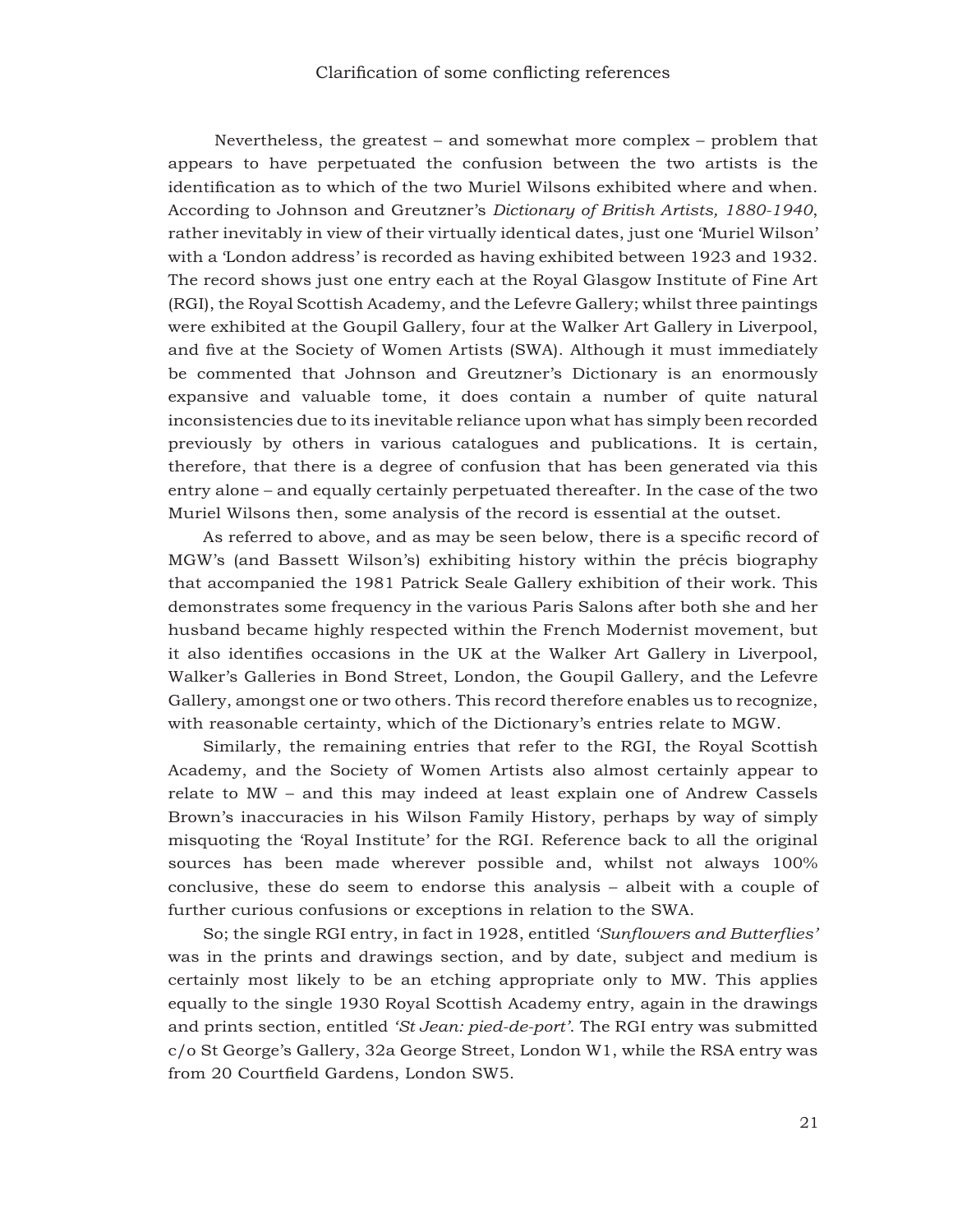Nevertheless, the greatest – and somewhat more complex – problem that appears to have perpetuated the confusion between the two artists is the identification as to which of the two Muriel Wilsons exhibited where and when. According to Johnson and Greutzner's *Dictionary of British Artists, 1880-1940*, rather inevitably in view of their virtually identical dates, just one 'Muriel Wilson' with a 'London address' is recorded as having exhibited between 1923 and 1932. The record shows just one entry each at the Royal Glasgow Institute of Fine Art (RGI), the Royal Scottish Academy, and the Lefevre Gallery; whilst three paintings were exhibited at the Goupil Gallery, four at the Walker Art Gallery in Liverpool, and five at the Society of Women Artists (SWA). Although it must immediately be commented that Johnson and Greutzner's Dictionary is an enormously expansive and valuable tome, it does contain a number of quite natural inconsistencies due to its inevitable reliance upon what has simply been recorded previously by others in various catalogues and publications. It is certain, therefore, that there is a degree of confusion that has been generated via this entry alone – and equally certainly perpetuated thereafter. In the case of the two Muriel Wilsons then, some analysis of the record is essential at the outset.

As referred to above, and as may be seen below, there is a specific record of MGW's (and Bassett Wilson's) exhibiting history within the précis biography that accompanied the 1981 Patrick Seale Gallery exhibition of their work. This demonstrates some frequency in the various Paris Salons after both she and her husband became highly respected within the French Modernist movement, but it also identifies occasions in the UK at the Walker Art Gallery in Liverpool, Walker's Galleries in Bond Street, London, the Goupil Gallery, and the Lefevre Gallery, amongst one or two others. This record therefore enables us to recognize, with reasonable certainty, which of the Dictionary's entries relate to MGW.

Similarly, the remaining entries that refer to the RGI, the Royal Scottish Academy, and the Society of Women Artists also almost certainly appear to relate to MW – and this may indeed at least explain one of Andrew Cassels Brown's inaccuracies in his Wilson Family History, perhaps by way of simply misquoting the 'Royal Institute' for the RGI. Reference back to all the original sources has been made wherever possible and, whilst not always 100% conclusive, these do seem to endorse this analysis – albeit with a couple of further curious confusions or exceptions in relation to the SWA.

So; the single RGI entry, in fact in 1928, entitled *'Sunflowers and Butterflies'* was in the prints and drawings section, and by date, subject and medium is certainly most likely to be an etching appropriate only to MW. This applies equally to the single 1930 Royal Scottish Academy entry, again in the drawings and prints section, entitled *'St Jean: pied-de-port'*. The RGI entry was submitted c/o St George's Gallery, 32a George Street, London W1, while the RSA entry was from 20 Courtfield Gardens, London SW5.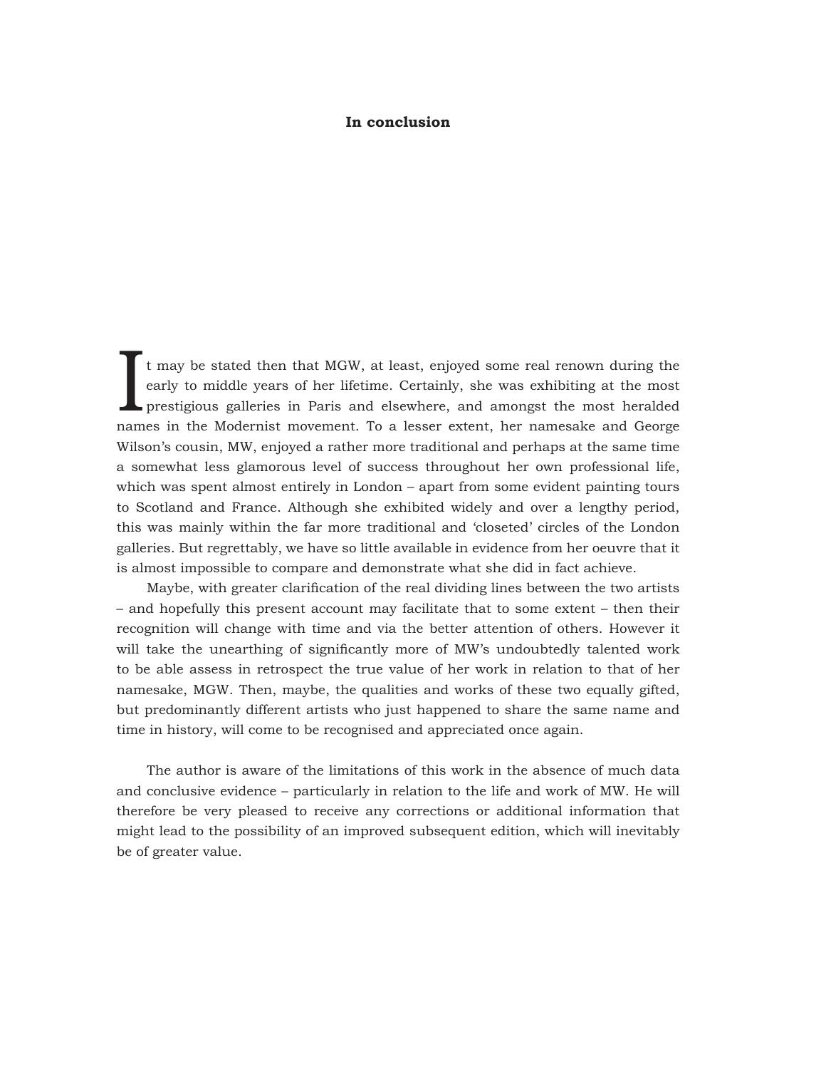## In conclusion

It may be stated then that MGW, at least, enjoyed some real renown during the early to middle years of her lifetime. Certainly, she was exhibiting at the most prestigious galleries in Paris and elsewhere, and amongst the most heralded names in the Modernist movement. To a lesser extent, her namesake and George Wilson's cousin, MW, enjoyed a rather more traditional and perhaps at the same time a somewhat less glamorous level of success throughout her own professional life, which was spent almost entirely in London – apart from some evident painting tours to Scotland and France. Although she exhibited widely and over a lengthy period, this was mainly within the far more traditional and 'closeted' circles of the London galleries. But regrettably, we have so little available in evidence from her oeuvre that it is almost impossible to compare and demonstrate what she did in fact achieve.

Maybe, with greater clarification of the real dividing lines between the two artists – and hopefully this present account may facilitate that to some extent – then their recognition will change with time and via the better attention of others. However it will take the unearthing of significantly more of MW's undoubtedly talented work to be able assess in retrospect the true value of her work in relation to that of her namesake, MGW. Then, maybe, the qualities and works of these two equally gifted, but predominantly different artists who just happened to share the same name and time in history, will come to be recognised and appreciated once again.

The author is aware of the limitations of this work in the absence of much data and conclusive evidence – particularly in relation to the life and work of MW. He will therefore be very pleased to receive any corrections or additional information that might lead to the possibility of an improved subsequent edition, which will inevitably be of greater value.